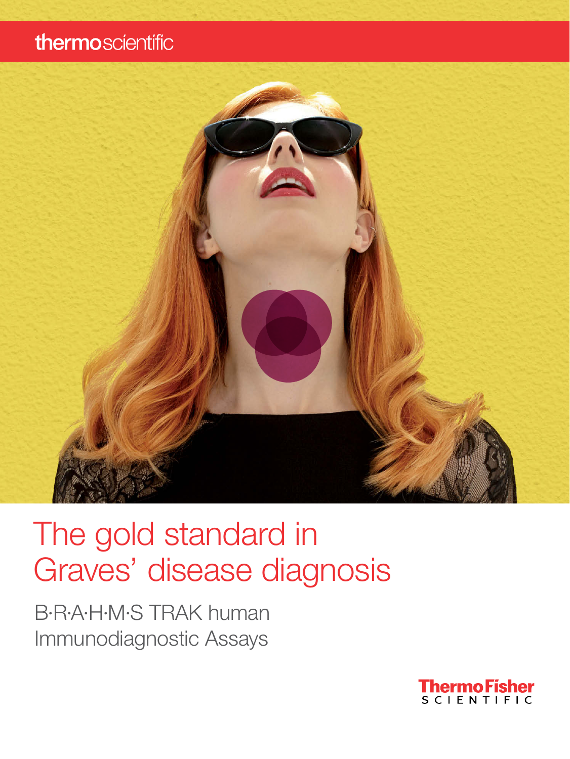thermoscientific

# The gold standard in Graves' disease diagnosis

B·R·A·H·M·S TRAK human Immunodiagnostic Assays

ThermoFisher SCIENTIFIC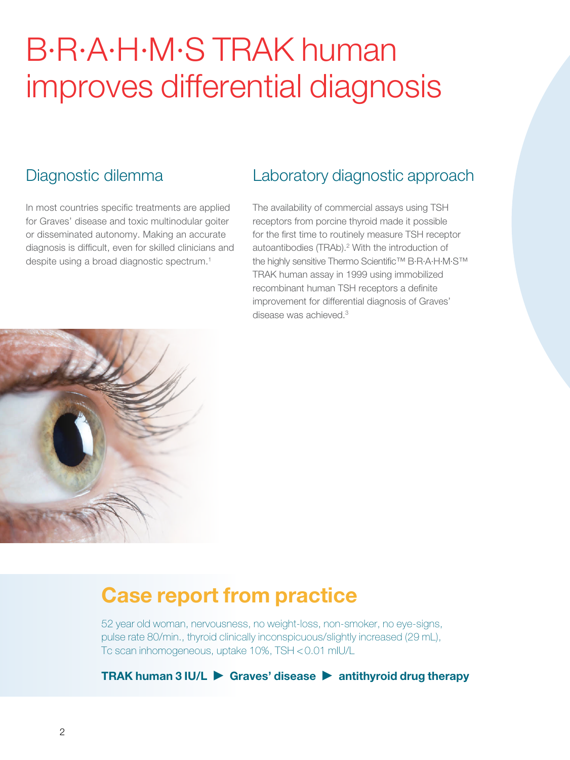# B·R·A·H·M·S TRAK human improves differential diagnosis

## Diagnostic dilemma

In most countries specific treatments are applied for Graves' disease and toxic multinodular goiter or disseminated autonomy. Making an accurate diagnosis is difficult, even for skilled clinicians and despite using a broad diagnostic spectrum.[1]

## Laboratory diagnostic approach

The availability of commercial assays using TSH receptors from porcine thyroid made it possible for the first time to routinely measure TSH receptor autoantibodies (TRAb).[2] With the introduction of the highly sensitive Thermo Scientific™ B·R·A·H·M·S™ TRAK human assay in 1999 using immobilized recombinant human TSH receptors a definite improvement for differential diagnosis of Graves' disease was achieved.[3]

## Case report from practice

52 year old woman, nervousness, no weight-loss, non-smoker, no eye-signs, pulse rate 80/min., thyroid clinically inconspicuous/slightly increased (29 mL), Tc scan inhomogeneous, uptake 10%, TSH < 0.01 mIU/L

**TRAK human 3 IU/L ▶ Graves' disease ▶ antithyroid drug therapy**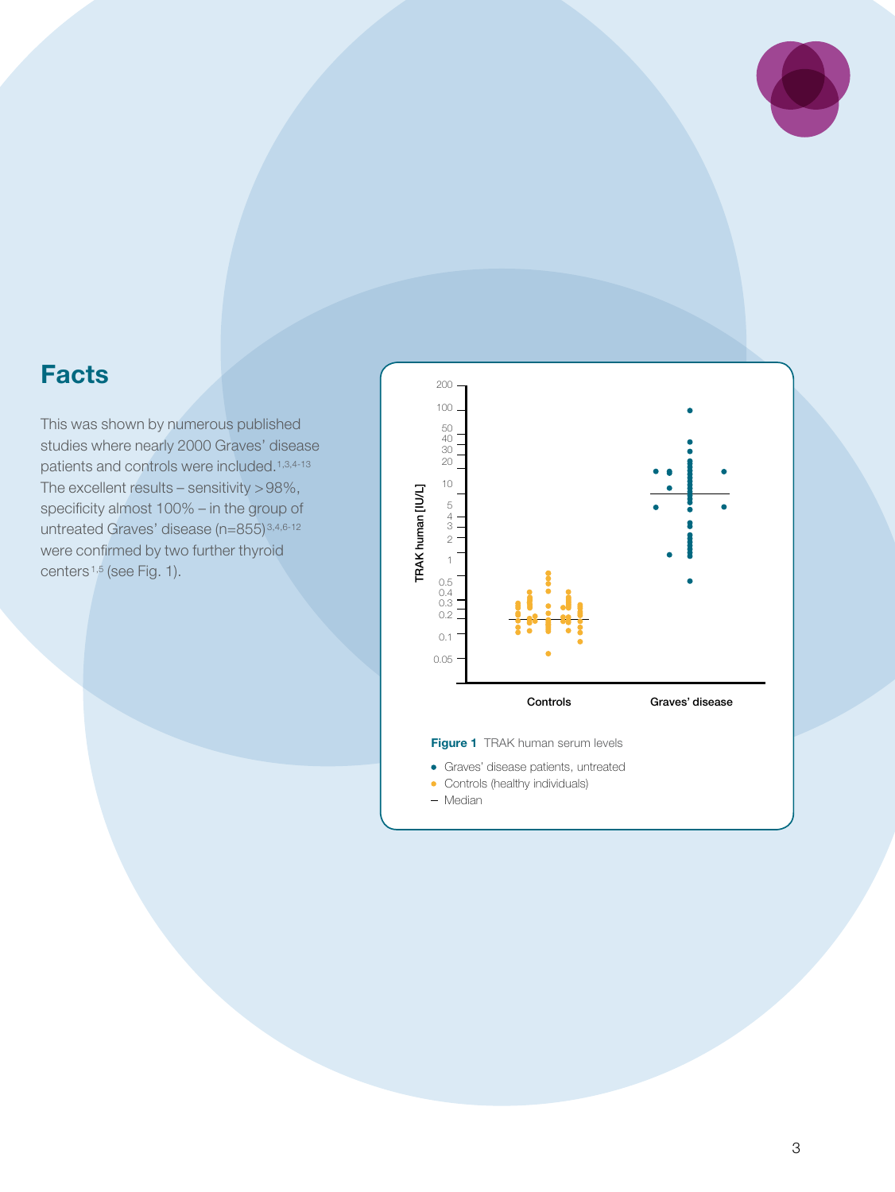## Facts

This was shown by numerous published studies where nearly 2000 Graves' disease patients and controls were included.[1,3,4-13] The excellent results – sensitivity >98%, specificity almost 100% – in the group of untreated Graves' disease (n=855)[3,4,6-12] were confirmed by two further thyroid centers[1,5] (see Fig. 1).

**Figure 1** TRAK human serum levels

- Graves' disease patients, untreated
- Controls (healthy individuals)
- – Median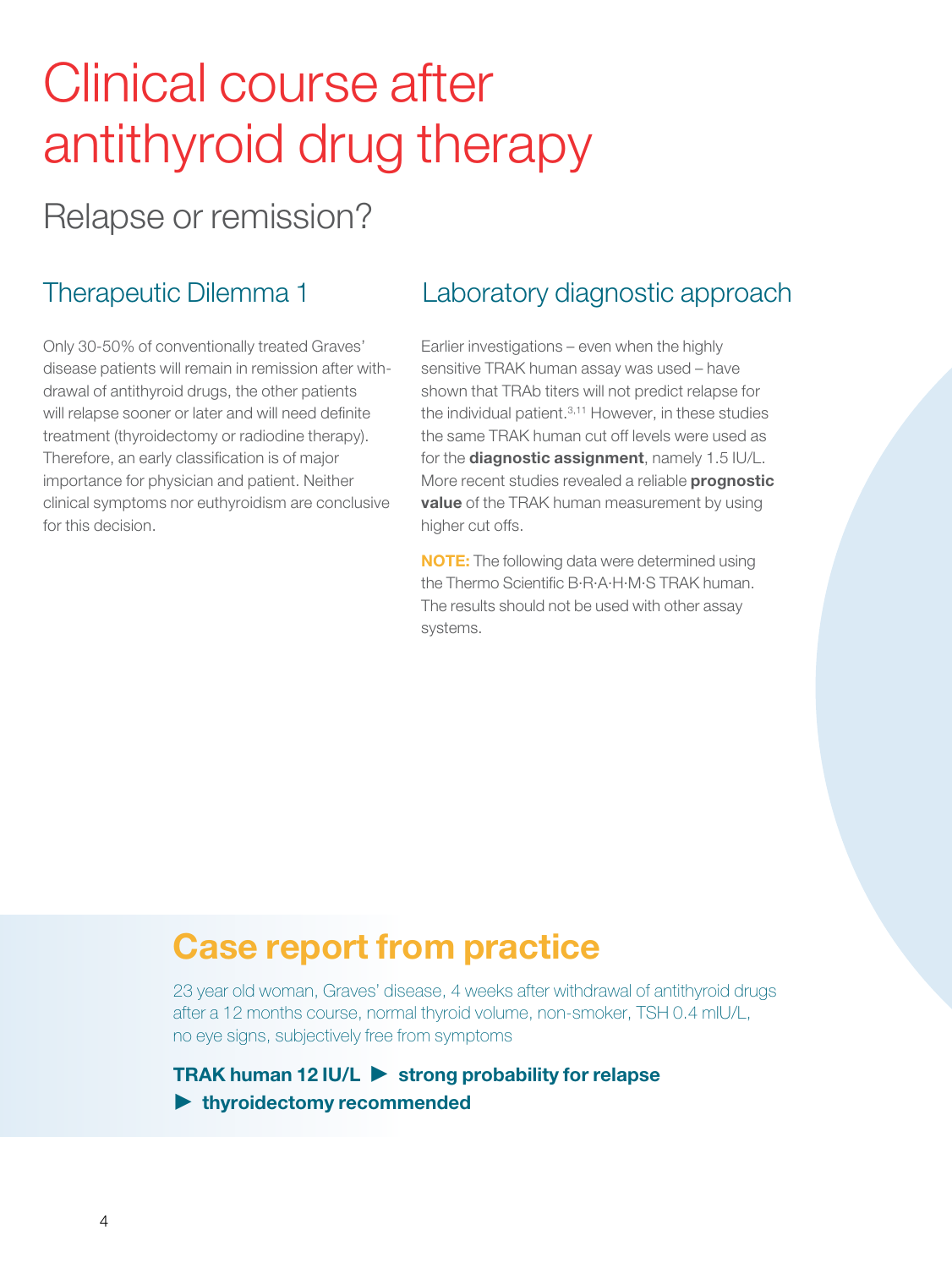# Clinical course after antithyroid drug therapy

## Relapse or remission?

### Therapeutic Dilemma 1

Only 30-50% of conventionally treated Graves' disease patients will remain in remission after withdrawal of antithyroid drugs, the other patients will relapse sooner or later and will need definite treatment (thyroidectomy or radiodine therapy). Therefore, an early classification is of major importance for physician and patient. Neither clinical symptoms nor euthyroidism are conclusive for this decision.

### Laboratory diagnostic approach

Earlier investigations – even when the highly sensitive TRAK human assay was used – have shown that TRAb titers will not predict relapse for the individual patient.[3,11] However, in these studies the same TRAK human cut off levels were used as for the **diagnostic assignment**, namely 1.5 IU/L. More recent studies revealed a reliable **prognostic value** of the TRAK human measurement by using higher cut offs.

**NOTE:** The following data were determined using the Thermo Scientific B·R·A·H·M·S TRAK human. The results should not be used with other assay systems.

## Case report from practice

23 year old woman, Graves' disease, 4 weeks after withdrawal of antithyroid drugs after a 12 months course, normal thyroid volume, non-smoker, TSH 0.4 mIU/L, no eye signs, subjectively free from symptoms

**TRAK human 12 IU/L ► strong probability for relapse**
**► thyroidectomy recommended**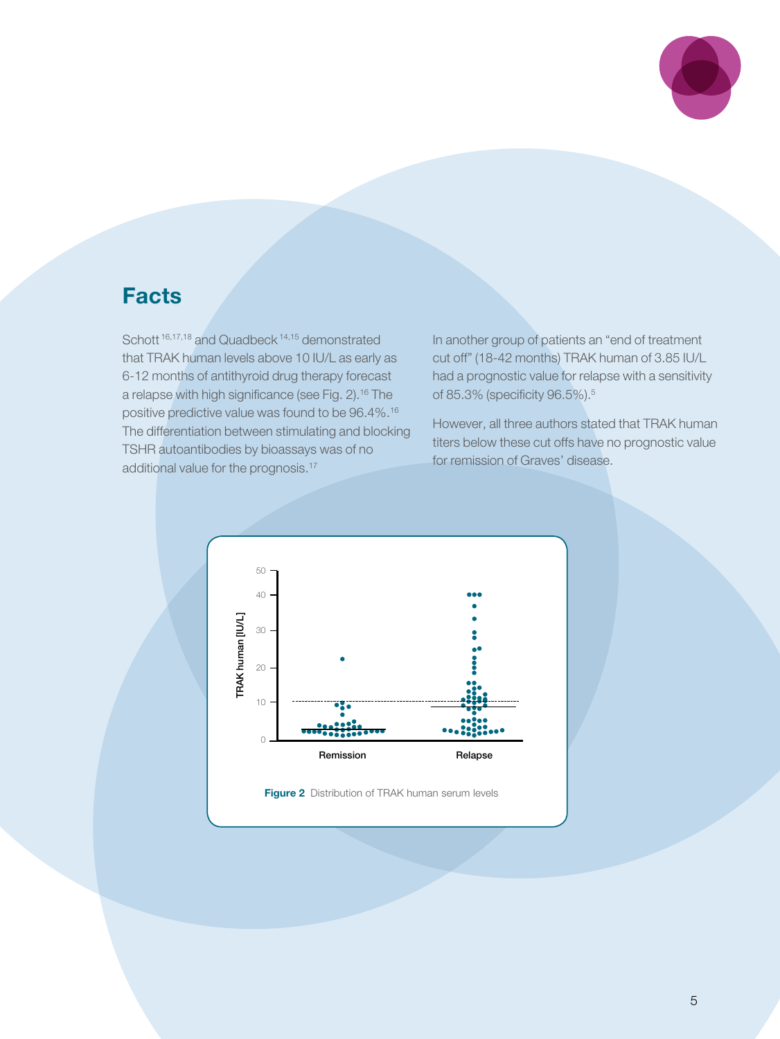## Facts

Schott[16,17,18] and Quadbeck[14,15] demonstrated that TRAK human levels above 10 IU/L as early as 6-12 months of antithyroid drug therapy forecast a relapse with high significance (see Fig. 2).[16] The positive predictive value was found to be 96.4%.[16] The differentiation between stimulating and blocking TSHR autoantibodies by bioassays was of no additional value for the prognosis.[17]

In another group of patients an "end of treatment cut off" (18-42 months) TRAK human of 3.85 IU/L had a prognostic value for relapse with a sensitivity of 85.3% (specificity 96.5%).[5]

However, all three authors stated that TRAK human titers below these cut offs have no prognostic value for remission of Graves' disease.

**Figure 2** Distribution of TRAK human serum levels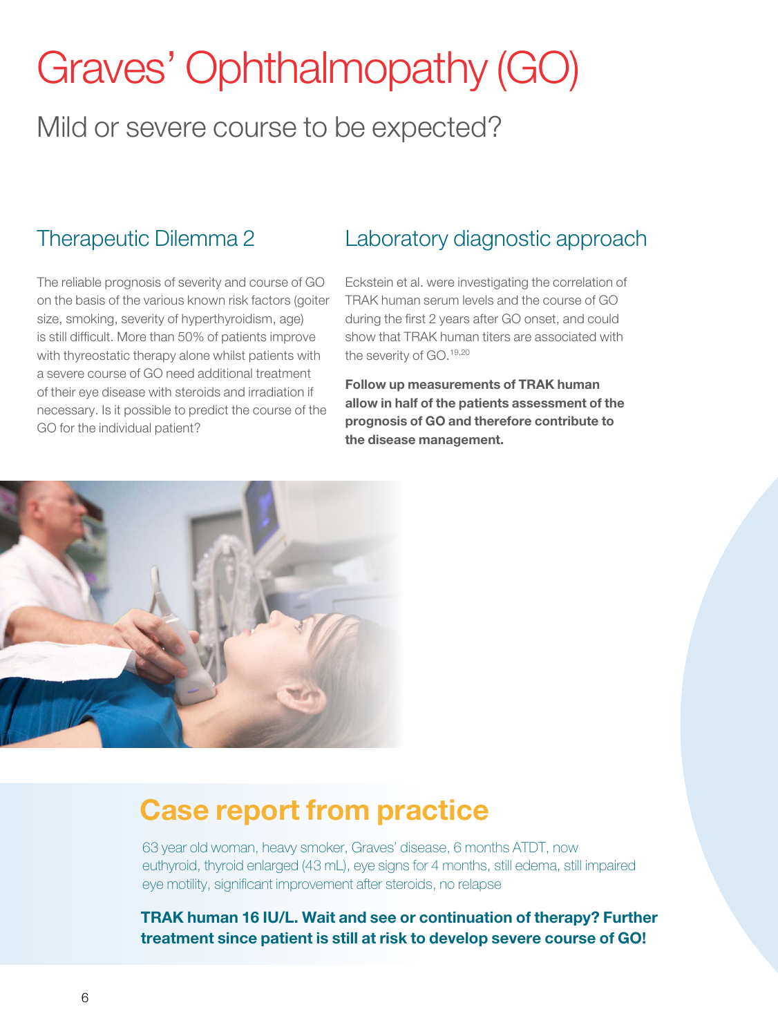# Graves' Ophthalmopathy (GO)

## Mild or severe course to be expected?

### Therapeutic Dilemma 2

The reliable prognosis of severity and course of GO on the basis of the various known risk factors (goiter size, smoking, severity of hyperthyroidism, age) is still difficult. More than 50% of patients improve with thyreostatic therapy alone whilst patients with a severe course of GO need additional treatment of their eye disease with steroids and irradiation if necessary. Is it possible to predict the course of the GO for the individual patient?

### Laboratory diagnostic approach

Eckstein et al. were investigating the correlation of TRAK human serum levels and the course of GO during the first 2 years after GO onset, and could show that TRAK human titers are associated with the severity of GO.[19,20]

**Follow up measurements of TRAK human allow in half of the patients assessment of the prognosis of GO and therefore contribute to the disease management.**

## Case report from practice

63 year old woman, heavy smoker, Graves' disease, 6 months ATDT, now euthyroid, thyroid enlarged (43 mL), eye signs for 4 months, still edema, still impaired eye motility, significant improvement after steroids, no relapse

**TRAK human 16 IU/L. Wait and see or continuation of therapy? Further treatment since patient is still at risk to develop severe course of GO!**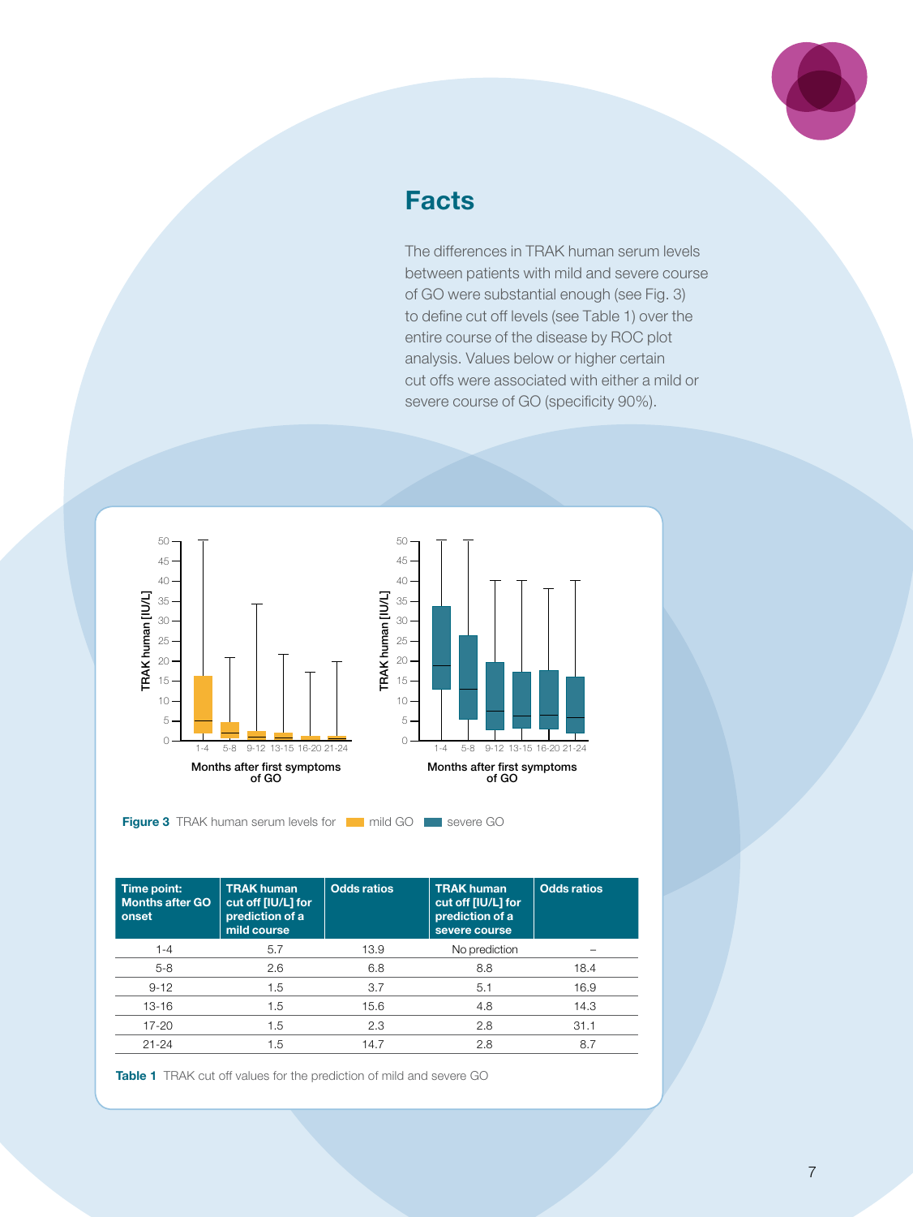## Facts

The differences in TRAK human serum levels between patients with mild and severe course of GO were substantial enough (see Fig. 3) to define cut off levels (see Table 1) over the entire course of the disease by ROC plot analysis. Values below or higher certain cut offs were associated with either a mild or severe course of GO (specificity 90%).

**Figure 3** TRAK human serum levels for mild GO severe GO

| Time point: Months after GO onset | TRAK human cut off [IU/L] for prediction of a mild course | Odds ratios | TRAK human cut off [IU/L] for prediction of a severe course | Odds ratios |
|---|---|---|---|---|
| 1-4 | 5.7 | 13.9 | No prediction | – |
| 5-8 | 2.6 | 6.8 | 8.8 | 18.4 |
| 9-12 | 1.5 | 3.7 | 5.1 | 16.9 |
| 13-16 | 1.5 | 15.6 | 4.8 | 14.3 |
| 17-20 | 1.5 | 2.3 | 2.8 | 31.1 |
| 21-24 | 1.5 | 14.7 | 2.8 | 8.7 |

**Table 1** TRAK cut off values for the prediction of mild and severe GO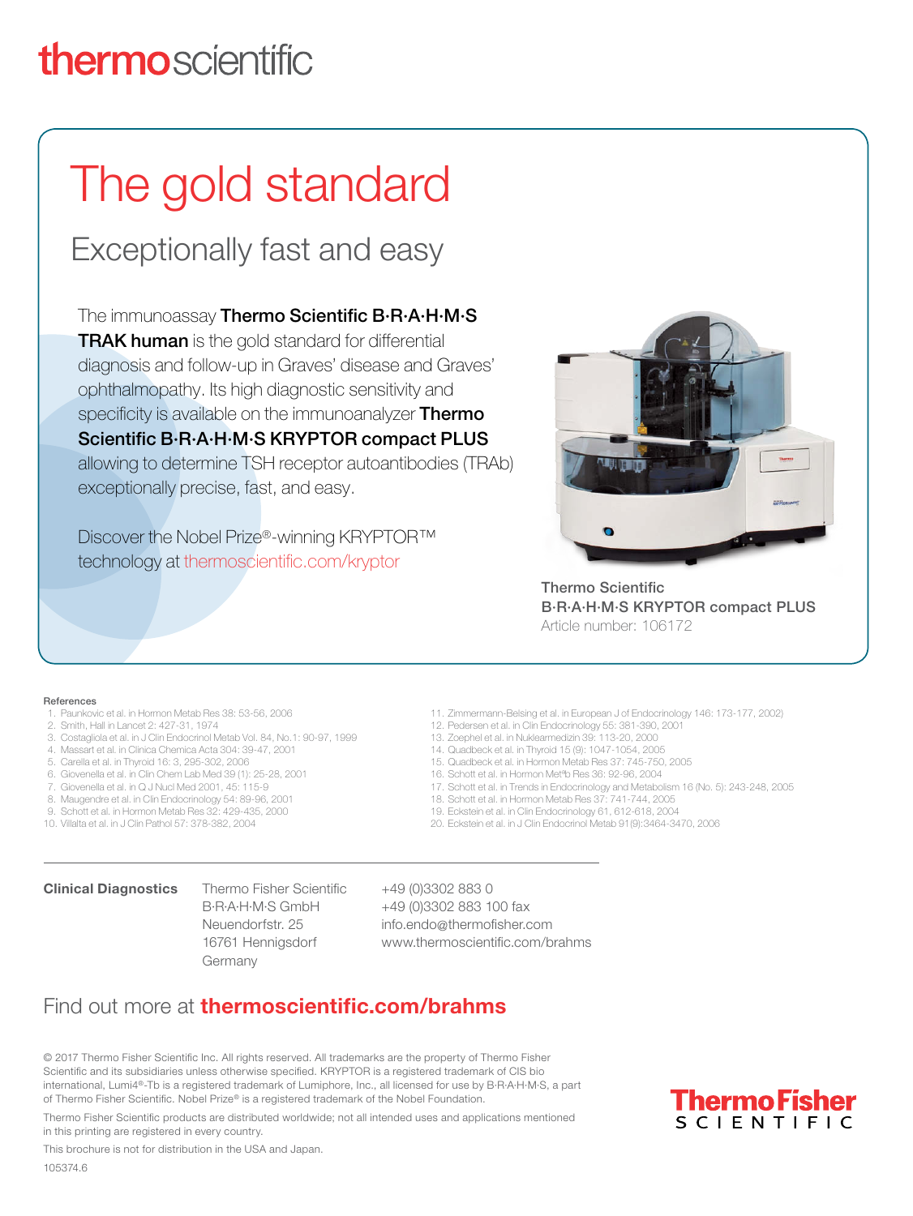thermo scientific

# The gold standard

## Exceptionally fast and easy

The immunoassay **Thermo Scientific B·R·A·H·M·S TRAK human** is the gold standard for differential diagnosis and follow-up in Graves' disease and Graves' ophthalmopathy. Its high diagnostic sensitivity and specificity is available on the immunoanalyzer **Thermo Scientific B·R·A·H·M·S KRYPTOR compact PLUS** allowing to determine TSH receptor autoantibodies (TRAb) exceptionally precise, fast, and easy.

Discover the Nobel Prize®-winning KRYPTOR™ technology at thermoscientific.com/kryptor

**Thermo Scientific B·R·A·H·M·S KRYPTOR compact PLUS**
Article number: 106172

**References**

1. Paunkovic et al. in Hormon Metab Res 38: 53-56, 2006
2. Smith, Hall in Lancet 2: 427-31, 1974
3. Costagliola et al. in J Clin Endocrinol Metab Vol. 84, No.1: 90-97, 1999
4. Massart et al. in Clinica Chemica Acta 304: 39-47, 2001
5. Carella et al. in Thyroid 16: 3, 295-302, 2006
6. Giovenella et al. in Clin Chem Lab Med 39 (1): 25-28, 2001
7. Giovenella et al. in Q J Nucl Med 2001, 45: 115-9
8. Maugendre et al. in Clin Endocrinology 54: 89-96, 2001
9. Schott et al. in Hormon Metab Res 32: 429-435, 2000
10. Villalta et al. in J Clin Pathol 57: 378-382, 2004
11. Zimmermann-Belsing et al. in European J of Endocrinology 146: 173-177, 2002)
12. Pedersen et al. in Clin Endocrinology 55: 381-390, 2001
13. Zoephel et al. in Nuklearmedizin 39: 113-20, 2000
14. Quadbeck et al. in Thyroid 15 (9): 1047-1054, 2005
15. Quadbeck et al. in Hormon Metab Res 37: 745-750, 2005
16. Schott et al. in Hormon Metab Res 36: 92-96, 2004
17. Schott et al. in Trends in Endocrinology and Metabolism 16 (No. 5): 243-248, 2005
18. Schott et al. in Hormon Metab Res 37: 741-744, 2005
19. Eckstein et al. in Clin Endocrinology 61, 612-618, 2004
20. Eckstein et al. in J Clin Endocrinol Metab 91(9):3464-3470, 2006

**Clinical Diagnostics**

Thermo Fisher Scientific
B·R·A·H·M·S GmbH
Neuendorfstr. 25
16761 Hennigsdorf
Germany

+49 (0)3302 883 0
+49 (0)3302 883 100 fax
info.endo@thermofisher.com
www.thermoscientific.com/brahms

Find out more at **thermoscientific.com/brahms**

© 2017 Thermo Fisher Scientific Inc. All rights reserved. All trademarks are the property of Thermo Fisher Scientific and its subsidiaries unless otherwise specified. KRYPTOR is a registered trademark of CIS bio international, Lumi4®-Tb is a registered trademark of Lumiphore, Inc., all licensed for use by B·R·A·H·M·S, a part of Thermo Fisher Scientific. Nobel Prize® is a registered trademark of the Nobel Foundation.

Thermo Fisher Scientific products are distributed worldwide; not all intended uses and applications mentioned in this printing are registered in every country.

This brochure is not for distribution in the USA and Japan.

105374.6

ThermoFisher SCIENTIFIC